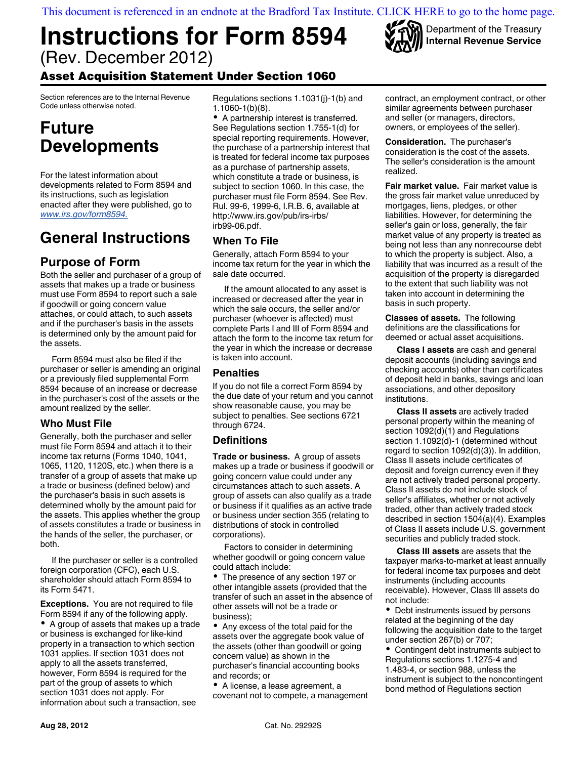This document is referenced in an endnote at the Bradford Tax Institute. CLICK HERE to go to the home page.

# Instructions for Form 8594

(Rev. December 2012)

## Asset Acquisition Statement Under Section 1060

Department of the Treasury
Internal Revenue Service

Section references are to the Internal Revenue Code unless otherwise noted.

## Future Developments

For the latest information about developments related to Form 8594 and its instructions, such as legislation enacted after they were published, go to *www.irs.gov/form8594.*

## General Instructions

### Purpose of Form

Both the seller and purchaser of a group of assets that makes up a trade or business must use Form 8594 to report such a sale if goodwill or going concern value attaches, or could attach, to such assets and if the purchaser's basis in the assets is determined only by the amount paid for the assets.

Form 8594 must also be filed if the purchaser or seller is amending an original or a previously filed supplemental Form 8594 because of an increase or decrease in the purchaser's cost of the assets or the amount realized by the seller.

### Who Must File

Generally, both the purchaser and seller must file Form 8594 and attach it to their income tax returns (Forms 1040, 1041, 1065, 1120, 1120S, etc.) when there is a transfer of a group of assets that make up a trade or business (defined below) and the purchaser's basis in such assets is determined wholly by the amount paid for the assets. This applies whether the group of assets constitutes a trade or business in the hands of the seller, the purchaser, or both.

If the purchaser or seller is a controlled foreign corporation (CFC), each U.S. shareholder should attach Form 8594 to its Form 5471.

**Exceptions.** You are not required to file Form 8594 if any of the following apply.

- A group of assets that makes up a trade or business is exchanged for like-kind property in a transaction to which section 1031 applies. If section 1031 does not apply to all the assets transferred, however, Form 8594 is required for the part of the group of assets to which section 1031 does not apply. For information about such a transaction, see Regulations sections 1.1031(j)-1(b) and 1.1060-1(b)(8).
- A partnership interest is transferred. See Regulations section 1.755-1(d) for special reporting requirements. However, the purchase of a partnership interest that is treated for federal income tax purposes as a purchase of partnership assets, which constitute a trade or business, is subject to section 1060. In this case, the purchaser must file Form 8594. See Rev. Rul. 99-6, 1999-6, I.R.B. 6, available at http://www.irs.gov/pub/irs-irbs/irb99-06.pdf.

### When To File

Generally, attach Form 8594 to your income tax return for the year in which the sale date occurred.

If the amount allocated to any asset is increased or decreased after the year in which the sale occurs, the seller and/or purchaser (whoever is affected) must complete Parts I and III of Form 8594 and attach the form to the income tax return for the year in which the increase or decrease is taken into account.

### Penalties

If you do not file a correct Form 8594 by the due date of your return and you cannot show reasonable cause, you may be subject to penalties. See sections 6721 through 6724.

### Definitions

**Trade or business.** A group of assets makes up a trade or business if goodwill or going concern value could under any circumstances attach to such assets. A group of assets can also qualify as a trade or business if it qualifies as an active trade or business under section 355 (relating to distributions of stock in controlled corporations).

Factors to consider in determining whether goodwill or going concern value could attach include:

- The presence of any section 197 or other intangible assets (provided that the transfer of such an asset in the absence of other assets will not be a trade or business);
- Any excess of the total paid for the assets over the aggregate book value of the assets (other than goodwill or going concern value) as shown in the purchaser's financial accounting books and records; or
- A license, a lease agreement, a covenant not to compete, a management contract, an employment contract, or other similar agreements between purchaser and seller (or managers, directors, owners, or employees of the seller).

**Consideration.** The purchaser's consideration is the cost of the assets. The seller's consideration is the amount realized.

**Fair market value.** Fair market value is the gross fair market value unreduced by mortgages, liens, pledges, or other liabilities. However, for determining the seller's gain or loss, generally, the fair market value of any property is treated as being not less than any nonrecourse debt to which the property is subject. Also, a liability that was incurred as a result of the acquisition of the property is disregarded to the extent that such liability was not taken into account in determining the basis in such property.

**Classes of assets.** The following definitions are the classifications for deemed or actual asset acquisitions.

**Class I assets** are cash and general deposit accounts (including savings and checking accounts) other than certificates of deposit held in banks, savings and loan associations, and other depository institutions.

**Class II assets** are actively traded personal property within the meaning of section 1092(d)(1) and Regulations section 1.1092(d)-1 (determined without regard to section 1092(d)(3)). In addition, Class II assets include certificates of deposit and foreign currency even if they are not actively traded personal property. Class II assets do not include stock of seller's affiliates, whether or not actively traded, other than actively traded stock described in section 1504(a)(4). Examples of Class II assets include U.S. government securities and publicly traded stock.

**Class III assets** are assets that the taxpayer marks-to-market at least annually for federal income tax purposes and debt instruments (including accounts receivable). However, Class III assets do not include:

- Debt instruments issued by persons related at the beginning of the day following the acquisition date to the target under section 267(b) or 707;
- Contingent debt instruments subject to Regulations sections 1.1275-4 and 1.483-4, or section 988, unless the instrument is subject to the noncontingent bond method of Regulations section

Aug 28, 2012 Cat. No. 29292S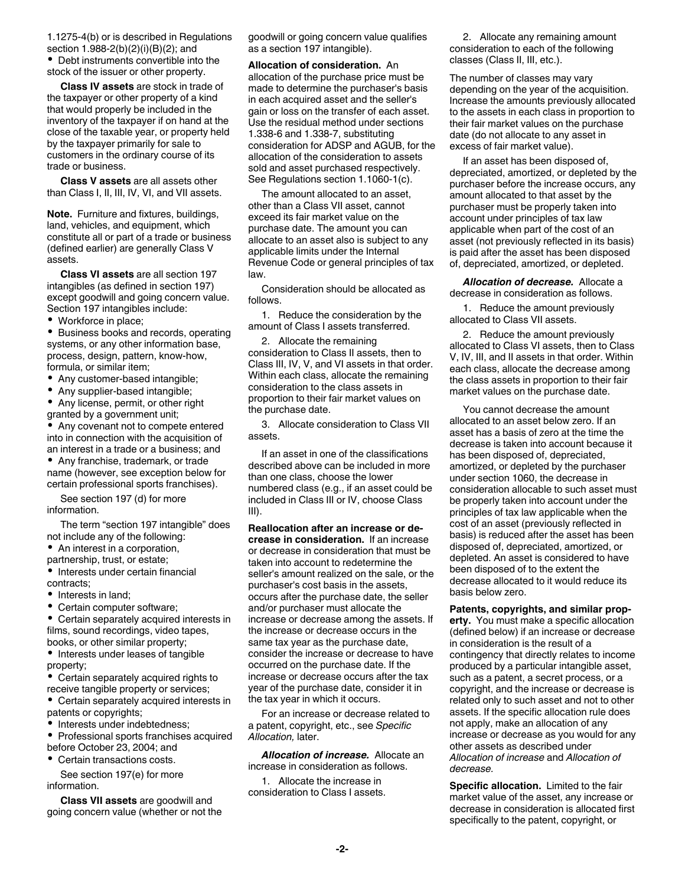1.1275-4(b) or is described in Regulations section 1.988-2(b)(2)(i)(B)(2); and

- Debt instruments convertible into the stock of the issuer or other property.

**Class IV assets** are stock in trade of the taxpayer or other property of a kind that would properly be included in the inventory of the taxpayer if on hand at the close of the taxable year, or property held by the taxpayer primarily for sale to customers in the ordinary course of its trade or business.

**Class V assets** are all assets other than Class I, II, III, IV, VI, and VII assets.

**Note.** Furniture and fixtures, buildings, land, vehicles, and equipment, which constitute all or part of a trade or business (defined earlier) are generally Class V assets.

**Class VI assets** are all section 197 intangibles (as defined in section 197) except goodwill and going concern value. Section 197 intangibles include:

- Workforce in place;
- Business books and records, operating systems, or any other information base, process, design, pattern, know-how, formula, or similar item;
- Any customer-based intangible;
- Any supplier-based intangible;
- Any license, permit, or other right granted by a government unit;
- Any covenant not to compete entered into in connection with the acquisition of an interest in a trade or a business; and
- Any franchise, trademark, or trade name (however, see exception below for certain professional sports franchises).

See section 197 (d) for more information.

The term "section 197 intangible" does not include any of the following:

- An interest in a corporation, partnership, trust, or estate;
- Interests under certain financial contracts;
- Interests in land;
- Certain computer software;
- Certain separately acquired interests in films, sound recordings, video tapes, books, or other similar property;
- Interests under leases of tangible property;
- Certain separately acquired rights to receive tangible property or services;
- Certain separately acquired interests in patents or copyrights;
- Interests under indebtedness;
- Professional sports franchises acquired before October 23, 2004; and
- Certain transactions costs.

See section 197(e) for more information.

**Class VII assets** are goodwill and going concern value (whether or not the goodwill or going concern value qualifies as a section 197 intangible).

**Allocation of consideration.** An allocation of the purchase price must be made to determine the purchaser's basis in each acquired asset and the seller's gain or loss on the transfer of each asset. Use the residual method under sections 1.338-6 and 1.338-7, substituting consideration for ADSP and AGUB, for the allocation of the consideration to assets sold and asset purchased respectively. See Regulations section 1.1060-1(c).

The amount allocated to an asset, other than a Class VII asset, cannot exceed its fair market value on the purchase date. The amount you can allocate to an asset also is subject to any applicable limits under the Internal Revenue Code or general principles of tax law.

Consideration should be allocated as follows.

1. Reduce the consideration by the amount of Class I assets transferred.
2. Allocate the remaining consideration to Class II assets, then to Class III, IV, V, and VI assets in that order. Within each class, allocate the remaining consideration to the class assets in proportion to their fair market values on the purchase date.
3. Allocate consideration to Class VII assets.

If an asset in one of the classifications described above can be included in more than one class, choose the lower numbered class (e.g., if an asset could be included in Class III or IV, choose Class III).

**Reallocation after an increase or decrease in consideration.** If an increase or decrease in consideration that must be taken into account to redetermine the seller's amount realized on the sale, or the purchaser's cost basis in the assets, occurs after the purchase date, the seller and/or purchaser must allocate the increase or decrease among the assets. If the increase or decrease occurs in the same tax year as the purchase date, consider the increase or decrease to have occurred on the purchase date. If the increase or decrease occurs after the tax year of the purchase date, consider it in the tax year in which it occurs.

For an increase or decrease related to a patent, copyright, etc., see *Specific Allocation,* later.

***Allocation of increase.*** Allocate an increase in consideration as follows.

1. Allocate the increase in consideration to Class I assets.
2. Allocate any remaining amount consideration to each of the following classes (Class II, III, etc.).

The number of classes may vary depending on the year of the acquisition. Increase the amounts previously allocated to the assets in each class in proportion to their fair market values on the purchase date (do not allocate to any asset in excess of fair market value).

If an asset has been disposed of, depreciated, amortized, or depleted by the purchaser before the increase occurs, any amount allocated to that asset by the purchaser must be properly taken into account under principles of tax law applicable when part of the cost of an asset (not previously reflected in its basis) is paid after the asset has been disposed of, depreciated, amortized, or depleted.

***Allocation of decrease.*** Allocate a decrease in consideration as follows.

1. Reduce the amount previously allocated to Class VII assets.
2. Reduce the amount previously allocated to Class VI assets, then to Class V, IV, III, and II assets in that order. Within each class, allocate the decrease among the class assets in proportion to their fair market values on the purchase date.

You cannot decrease the amount allocated to an asset below zero. If an asset has a basis of zero at the time the decrease is taken into account because it has been disposed of, depreciated, amortized, or depleted by the purchaser under section 1060, the decrease in consideration allocable to such asset must be properly taken into account under the principles of tax law applicable when the cost of an asset (previously reflected in basis) is reduced after the asset has been disposed of, depreciated, amortized, or depleted. An asset is considered to have been disposed of to the extent the decrease allocated to it would reduce its basis below zero.

**Patents, copyrights, and similar property.** You must make a specific allocation (defined below) if an increase or decrease in consideration is the result of a contingency that directly relates to income produced by a particular intangible asset, such as a patent, a secret process, or a copyright, and the increase or decrease is related only to such asset and not to other assets. If the specific allocation rule does not apply, make an allocation of any increase or decrease as you would for any other assets as described under *Allocation of increase* and *Allocation of decrease*.

**Specific allocation.** Limited to the fair market value of the asset, any increase or decrease in consideration is allocated first specifically to the patent, copyright, or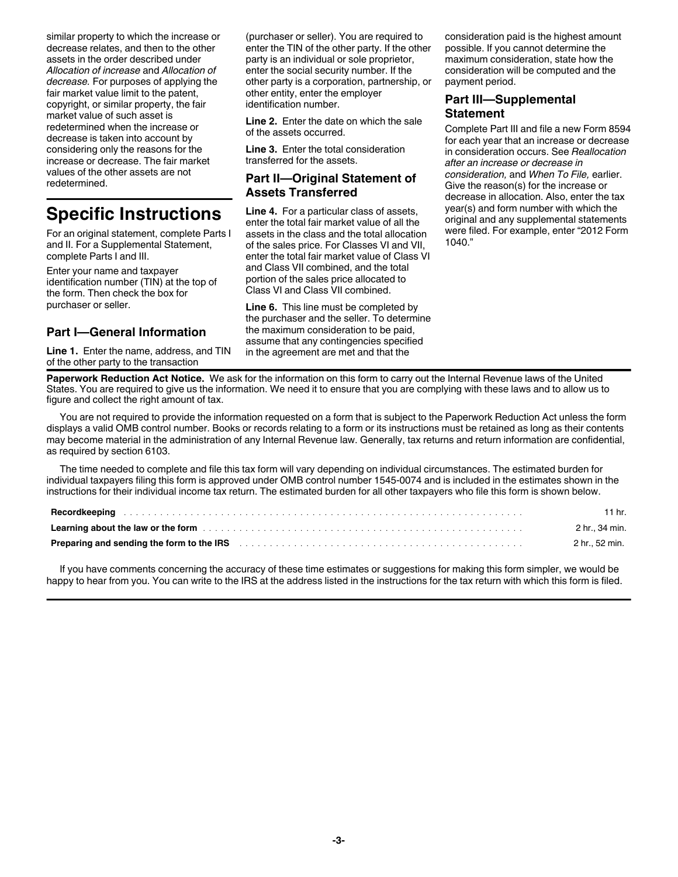similar property to which the increase or decrease relates, and then to the other assets in the order described under *Allocation of increase* and *Allocation of decrease.* For purposes of applying the fair market value limit to the patent, copyright, or similar property, the fair market value of such asset is redetermined when the increase or decrease is taken into account by considering only the reasons for the increase or decrease. The fair market values of the other assets are not redetermined.

# Specific Instructions

For an original statement, complete Parts I and II. For a Supplemental Statement, complete Parts I and III.

Enter your name and taxpayer identification number (TIN) at the top of the form. Then check the box for purchaser or seller.

## Part I—General Information

**Line 1.** Enter the name, address, and TIN of the other party to the transaction (purchaser or seller). You are required to enter the TIN of the other party. If the other party is an individual or sole proprietor, enter the social security number. If the other party is a corporation, partnership, or other entity, enter the employer identification number.

**Line 2.** Enter the date on which the sale of the assets occurred.

**Line 3.** Enter the total consideration transferred for the assets.

## Part II—Original Statement of Assets Transferred

**Line 4.** For a particular class of assets, enter the total fair market value of all the assets in the class and the total allocation of the sales price. For Classes VI and VII, enter the total fair market value of Class VI and Class VII combined, and the total portion of the sales price allocated to Class VI and Class VII combined.

**Line 6.** This line must be completed by the purchaser and the seller. To determine the maximum consideration to be paid, assume that any contingencies specified in the agreement are met and that the consideration paid is the highest amount possible. If you cannot determine the maximum consideration, state how the consideration will be computed and the payment period.

## Part III—Supplemental Statement

Complete Part III and file a new Form 8594 for each year that an increase or decrease in consideration occurs. See *Reallocation after an increase or decrease in consideration,* and *When To File,* earlier. Give the reason(s) for the increase or decrease in allocation. Also, enter the tax year(s) and form number with which the original and any supplemental statements were filed. For example, enter "2012 Form 1040."

**Paperwork Reduction Act Notice.** We ask for the information on this form to carry out the Internal Revenue laws of the United States. You are required to give us the information. We need it to ensure that you are complying with these laws and to allow us to figure and collect the right amount of tax.

You are not required to provide the information requested on a form that is subject to the Paperwork Reduction Act unless the form displays a valid OMB control number. Books or records relating to a form or its instructions must be retained as long as their contents may become material in the administration of any Internal Revenue law. Generally, tax returns and return information are confidential, as required by section 6103.

The time needed to complete and file this tax form will vary depending on individual circumstances. The estimated burden for individual taxpayers filing this form is approved under OMB control number 1545-0074 and is included in the estimates shown in the instructions for their individual income tax return. The estimated burden for all other taxpayers who file this form is shown below.

| | |
|---|---|
| **Recordkeeping** | 11 hr. |
| **Learning about the law or the form** | 2 hr., 34 min. |
| **Preparing and sending the form to the IRS** | 2 hr., 52 min. |

If you have comments concerning the accuracy of these time estimates or suggestions for making this form simpler, we would be happy to hear from you. You can write to the IRS at the address listed in the instructions for the tax return with which this form is filed.